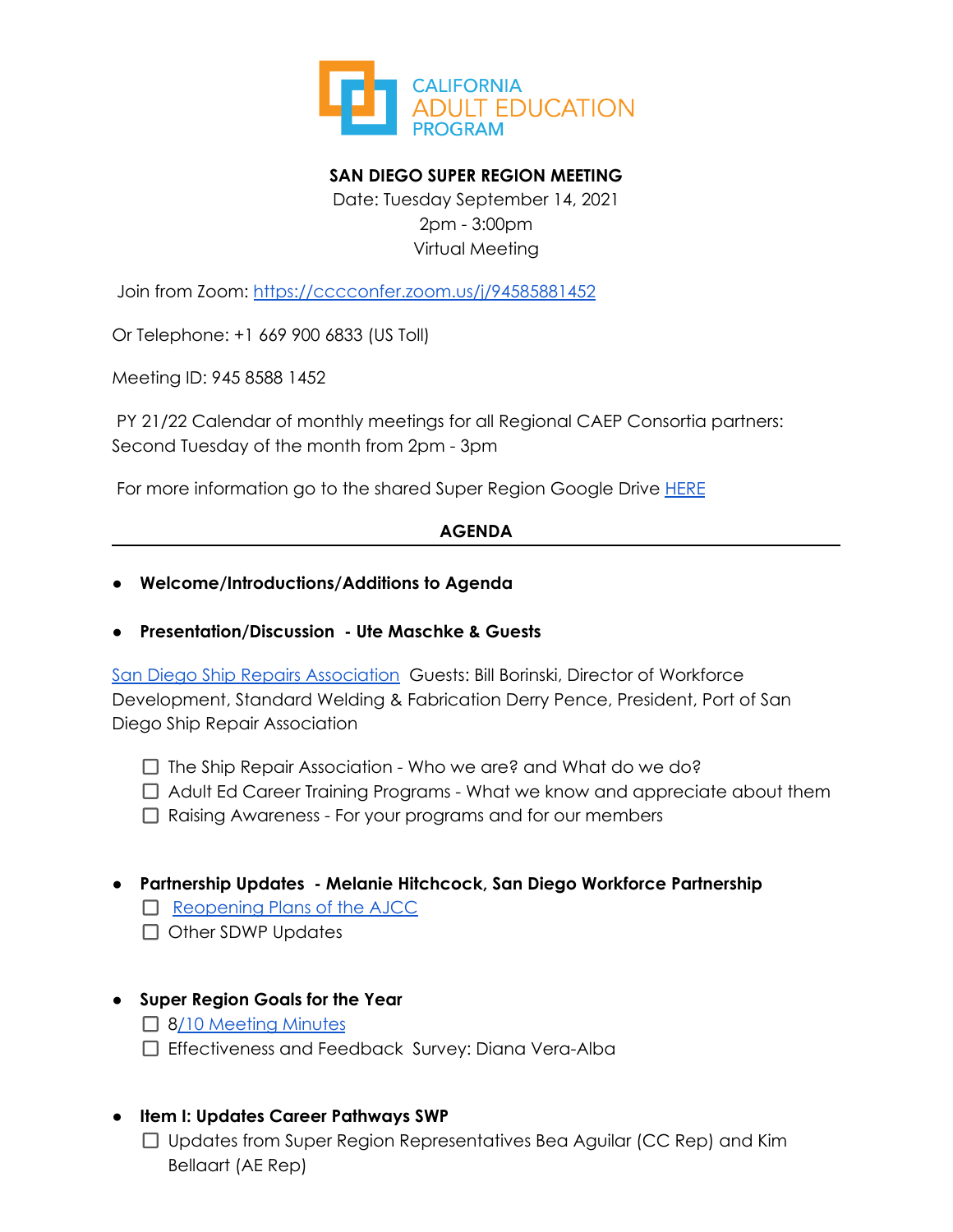CALIFORNIA ADULT EDUCATION PROGRAM

**SAN DIEGO SUPER REGION MEETING**

Date: Tuesday September 14, 2021

2pm - 3:00pm

Virtual Meeting

Join from Zoom: https://cccconfer.zoom.us/j/94585881452

Or Telephone: +1 669 900 6833 (US Toll)

Meeting ID: 945 8588 1452

PY 21/22 Calendar of monthly meetings for all Regional CAEP Consortia partners: Second Tuesday of the month from 2pm - 3pm

For more information go to the shared Super Region Google Drive HERE

**AGENDA**

---

- **Welcome/Introductions/Additions to Agenda**

- **Presentation/Discussion - Ute Maschke & Guests**

San Diego Ship Repairs Association Guests: Bill Borinski, Director of Workforce Development, Standard Welding & Fabrication Derry Pence, President, Port of San Diego Ship Repair Association

- [ ] The Ship Repair Association - Who we are? and What do we do?
- [ ] Adult Ed Career Training Programs - What we know and appreciate about them
- [ ] Raising Awareness - For your programs and for our members

- **Partnership Updates - Melanie Hitchcock, San Diego Workforce Partnership**
  - [ ] Reopening Plans of the AJCC
  - [ ] Other SDWP Updates

- **Super Region Goals for the Year**
  - [ ] 8/10 Meeting Minutes
  - [ ] Effectiveness and Feedback Survey: Diana Vera-Alba

- **Item I: Updates Career Pathways SWP**
  - [ ] Updates from Super Region Representatives Bea Aguilar (CC Rep) and Kim Bellaart (AE Rep)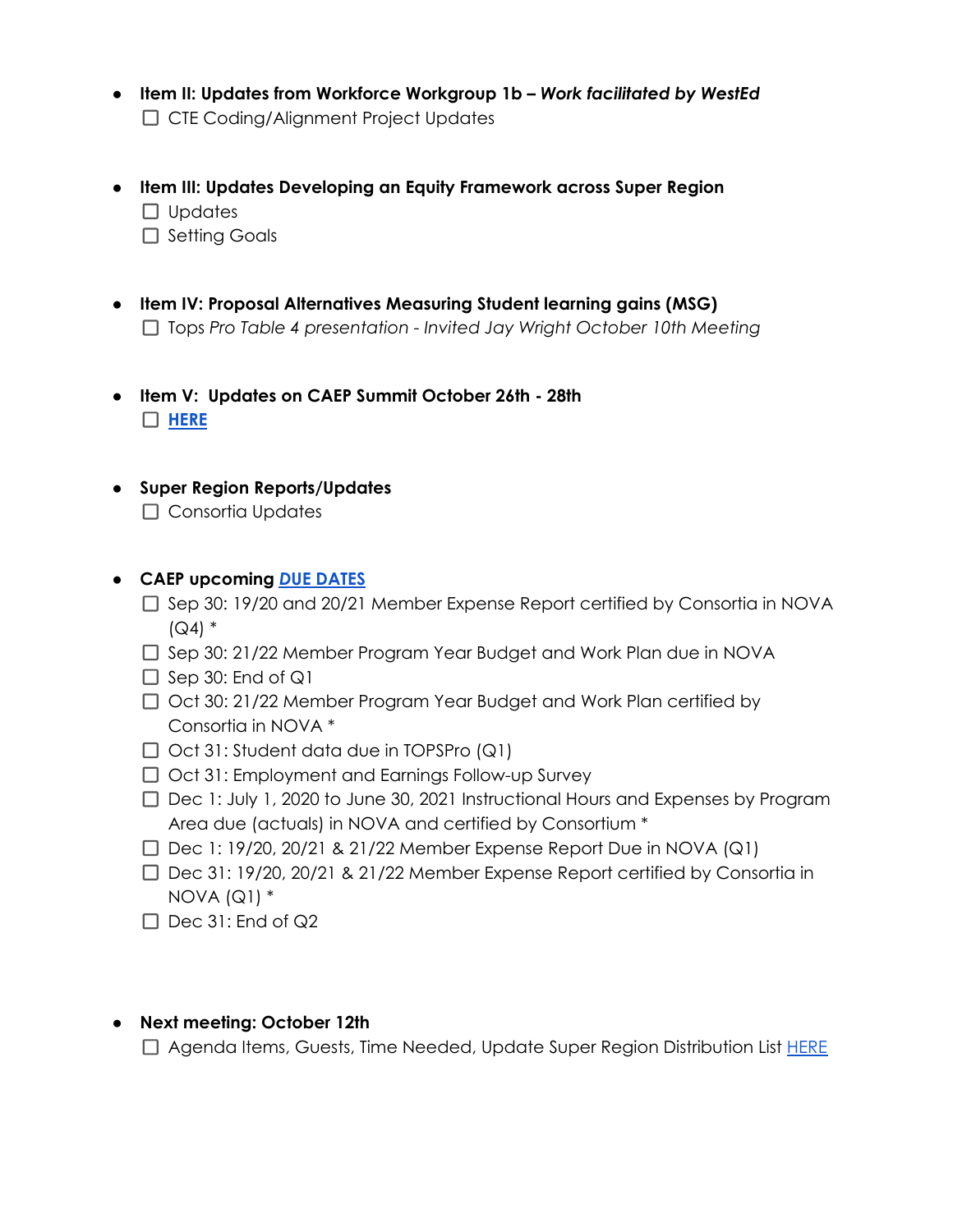- **Item II: Updates from Workforce Workgroup 1b – *Work facilitated by WestEd***
  - ☐ CTE Coding/Alignment Project Updates

- **Item III: Updates Developing an Equity Framework across Super Region**
  - ☐ Updates
  - ☐ Setting Goals

- **Item IV: Proposal Alternatives Measuring Student learning gains (MSG)**
  - ☐ Tops *Pro Table 4 presentation - Invited Jay Wright October 10th Meeting*

- **Item V:  Updates on CAEP Summit October 26th - 28th**
  - ☐ **HERE**

- **Super Region Reports/Updates**
  - ☐ Consortia Updates

- **CAEP upcoming *DUE DATES***
  - ☐ Sep 30: 19/20 and 20/21 Member Expense Report certified by Consortia in NOVA (Q4) *
  - ☐ Sep 30: 21/22 Member Program Year Budget and Work Plan due in NOVA
  - ☐ Sep 30: End of Q1
  - ☐ Oct 30: 21/22 Member Program Year Budget and Work Plan certified by Consortia in NOVA *
  - ☐ Oct 31: Student data due in TOPSPro (Q1)
  - ☐ Oct 31: Employment and Earnings Follow-up Survey
  - ☐ Dec 1: July 1, 2020 to June 30, 2021 Instructional Hours and Expenses by Program Area due (actuals) in NOVA and certified by Consortium *
  - ☐ Dec 1: 19/20, 20/21 & 21/22 Member Expense Report Due in NOVA (Q1)
  - ☐ Dec 31: 19/20, 20/21 & 21/22 Member Expense Report certified by Consortia in NOVA (Q1) *
  - ☐ Dec 31: End of Q2

- **Next meeting: October 12th**
  - ☐ Agenda Items, Guests, Time Needed, Update Super Region Distribution List HERE